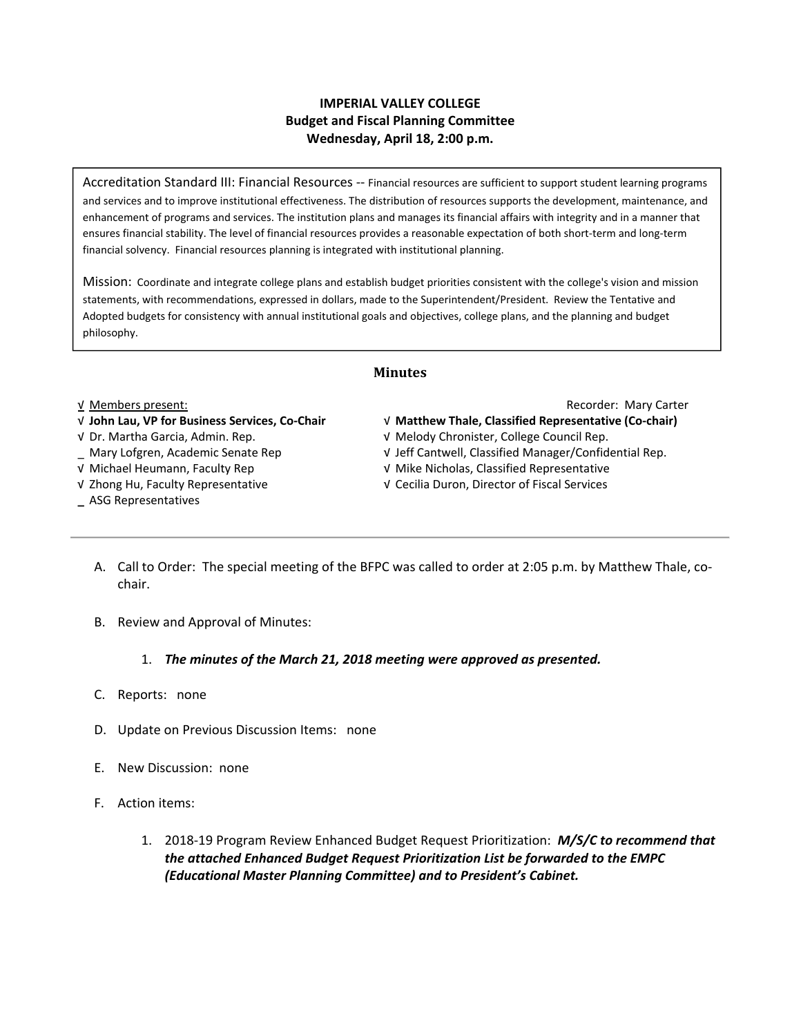**IMPERIAL VALLEY COLLEGE**
**Budget and Fiscal Planning Committee**
**Wednesday, April 18, 2:00 p.m.**

Accreditation Standard III: Financial Resources -- Financial resources are sufficient to support student learning programs and services and to improve institutional effectiveness. The distribution of resources supports the development, maintenance, and enhancement of programs and services. The institution plans and manages its financial affairs with integrity and in a manner that ensures financial stability. The level of financial resources provides a reasonable expectation of both short-term and long-term financial solvency. Financial resources planning is integrated with institutional planning.

Mission: Coordinate and integrate college plans and establish budget priorities consistent with the college's vision and mission statements, with recommendations, expressed in dollars, made to the Superintendent/President. Review the Tentative and Adopted budgets for consistency with annual institutional goals and objectives, college plans, and the planning and budget philosophy.

## Minutes

√ Members present:

Recorder: Mary Carter

√ **John Lau, VP for Business Services, Co-Chair**
√ Dr. Martha Garcia, Admin. Rep.
_ Mary Lofgren, Academic Senate Rep
√ Michael Heumann, Faculty Rep
√ Zhong Hu, Faculty Representative
_ ASG Representatives
√ **Matthew Thale, Classified Representative (Co-chair)**
√ Melody Chronister, College Council Rep.
√ Jeff Cantwell, Classified Manager/Confidential Rep.
√ Mike Nicholas, Classified Representative
√ Cecilia Duron, Director of Fiscal Services

A. Call to Order: The special meeting of the BFPC was called to order at 2:05 p.m. by Matthew Thale, co-chair.

B. Review and Approval of Minutes:

   1. ***The minutes of the March 21, 2018 meeting were approved as presented.***

C. Reports: none

D. Update on Previous Discussion Items: none

E. New Discussion: none

F. Action items:

   1. 2018-19 Program Review Enhanced Budget Request Prioritization: ***M/S/C to recommend that the attached Enhanced Budget Request Prioritization List be forwarded to the EMPC (Educational Master Planning Committee) and to President's Cabinet.***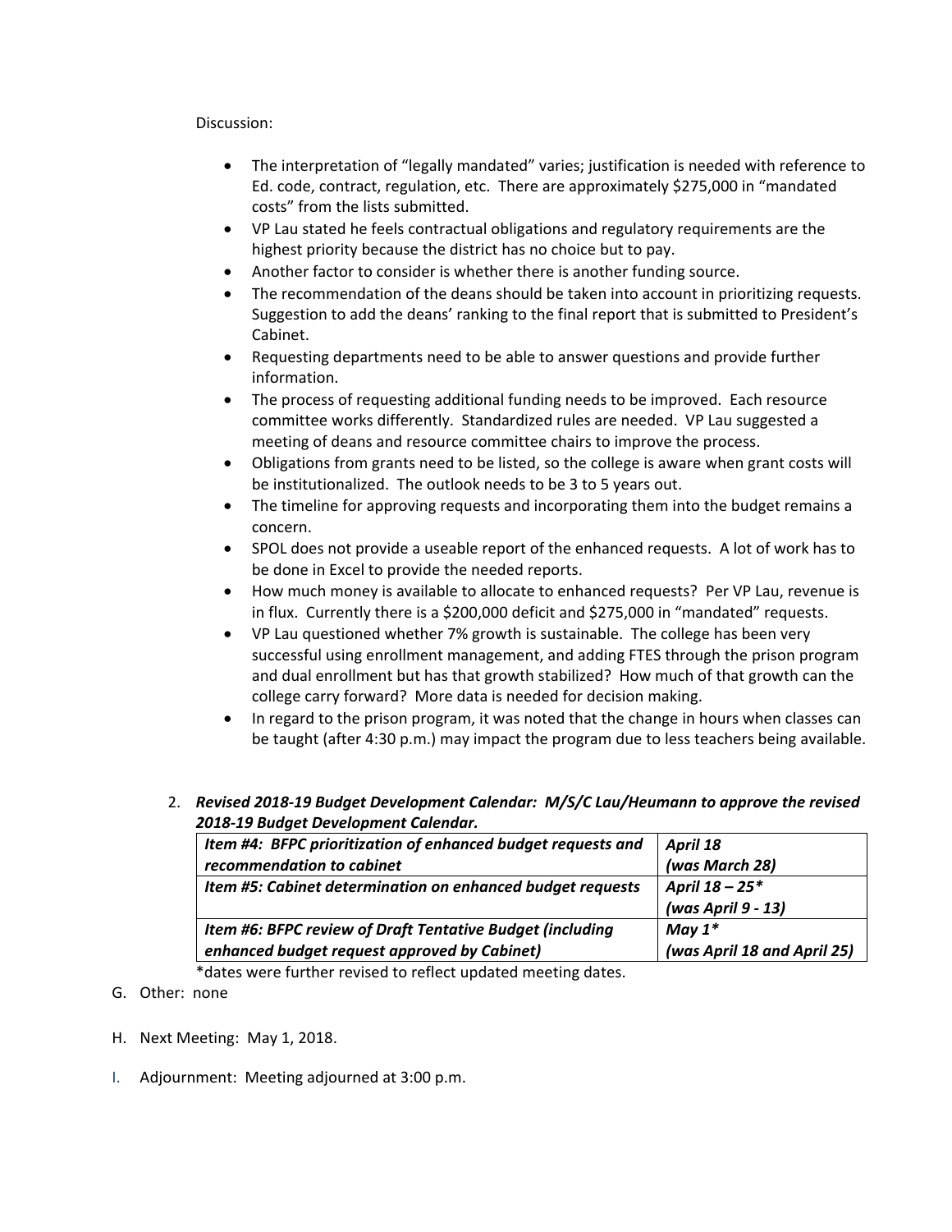Discussion:

- The interpretation of "legally mandated" varies; justification is needed with reference to Ed. code, contract, regulation, etc. There are approximately $275,000 in "mandated costs" from the lists submitted.
- VP Lau stated he feels contractual obligations and regulatory requirements are the highest priority because the district has no choice but to pay.
- Another factor to consider is whether there is another funding source.
- The recommendation of the deans should be taken into account in prioritizing requests. Suggestion to add the deans' ranking to the final report that is submitted to President's Cabinet.
- Requesting departments need to be able to answer questions and provide further information.
- The process of requesting additional funding needs to be improved. Each resource committee works differently. Standardized rules are needed. VP Lau suggested a meeting of deans and resource committee chairs to improve the process.
- Obligations from grants need to be listed, so the college is aware when grant costs will be institutionalized. The outlook needs to be 3 to 5 years out.
- The timeline for approving requests and incorporating them into the budget remains a concern.
- SPOL does not provide a useable report of the enhanced requests. A lot of work has to be done in Excel to provide the needed reports.
- How much money is available to allocate to enhanced requests? Per VP Lau, revenue is in flux. Currently there is a $200,000 deficit and $275,000 in "mandated" requests.
- VP Lau questioned whether 7% growth is sustainable. The college has been very successful using enrollment management, and adding FTES through the prison program and dual enrollment but has that growth stabilized? How much of that growth can the college carry forward? More data is needed for decision making.
- In regard to the prison program, it was noted that the change in hours when classes can be taught (after 4:30 p.m.) may impact the program due to less teachers being available.

2. ***Revised 2018-19 Budget Development Calendar: M/S/C Lau/Heumann to approve the revised 2018-19 Budget Development Calendar.***

| ***Item #4: BFPC prioritization of enhanced budget requests and recommendation to cabinet*** | ***April 18 (was March 28)*** |
|---|---|
| ***Item #5: Cabinet determination on enhanced budget requests*** | ***April 18 – 25* (was April 9 - 13)*** |
| ***Item #6: BFPC review of Draft Tentative Budget (including enhanced budget request approved by Cabinet)*** | ***May 1* (was April 18 and April 25)*** |

*dates were further revised to reflect updated meeting dates.

G. Other: none

H. Next Meeting: May 1, 2018.

I. Adjournment: Meeting adjourned at 3:00 p.m.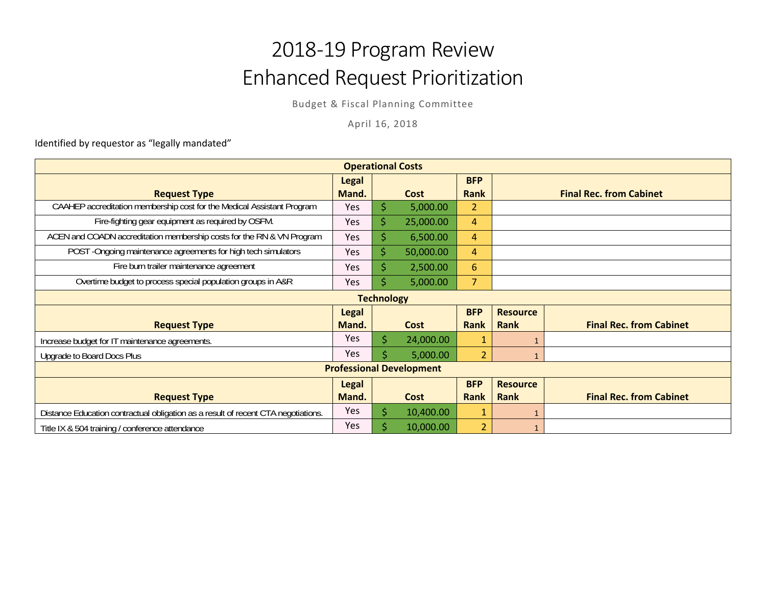# 2018-19 Program Review
# Enhanced Request Prioritization

Budget & Fiscal Planning Committee

April 16, 2018

Identified by requestor as "legally mandated"

| Operational Costs | | | | |
|---|---|---|---|---|
| **Request Type** | **Legal Mand.** | **Cost** | **BFP Rank** | **Final Rec. from Cabinet** |
| CAAHEP accreditation membership cost for the Medical Assistant Program | Yes | $ 5,000.00 | 2 | |
| Fire-fighting gear equipment as required by OSFM. | Yes | $ 25,000.00 | 4 | |
| ACEN and COADN accreditation membership costs for the RN & VN Program | Yes | $ 6,500.00 | 4 | |
| POST -Ongoing maintenance agreements for high tech simulators | Yes | $ 50,000.00 | 4 | |
| Fire burn trailer maintenance agreement | Yes | $ 2,500.00 | 6 | |
| Overtime budget to process special population groups in A&R | Yes | $ 5,000.00 | 7 | |

| Technology | | | | | |
|---|---|---|---|---|---|
| **Request Type** | **Legal Mand.** | **Cost** | **BFP Rank** | **Resource Rank** | **Final Rec. from Cabinet** |
| Increase budget for IT maintenance agreements. | Yes | $ 24,000.00 | 1 | 1 | |
| Upgrade to Board Docs Plus | Yes | $ 5,000.00 | 2 | 1 | |

| Professional Development | | | | | |
|---|---|---|---|---|---|
| **Request Type** | **Legal Mand.** | **Cost** | **BFP Rank** | **Resource Rank** | **Final Rec. from Cabinet** |
| Distance Education contractual obligation as a result of recent CTA negotiations. | Yes | $ 10,400.00 | 1 | 1 | |
| Title IX & 504 training / conference attendance | Yes | $ 10,000.00 | 2 | 1 | |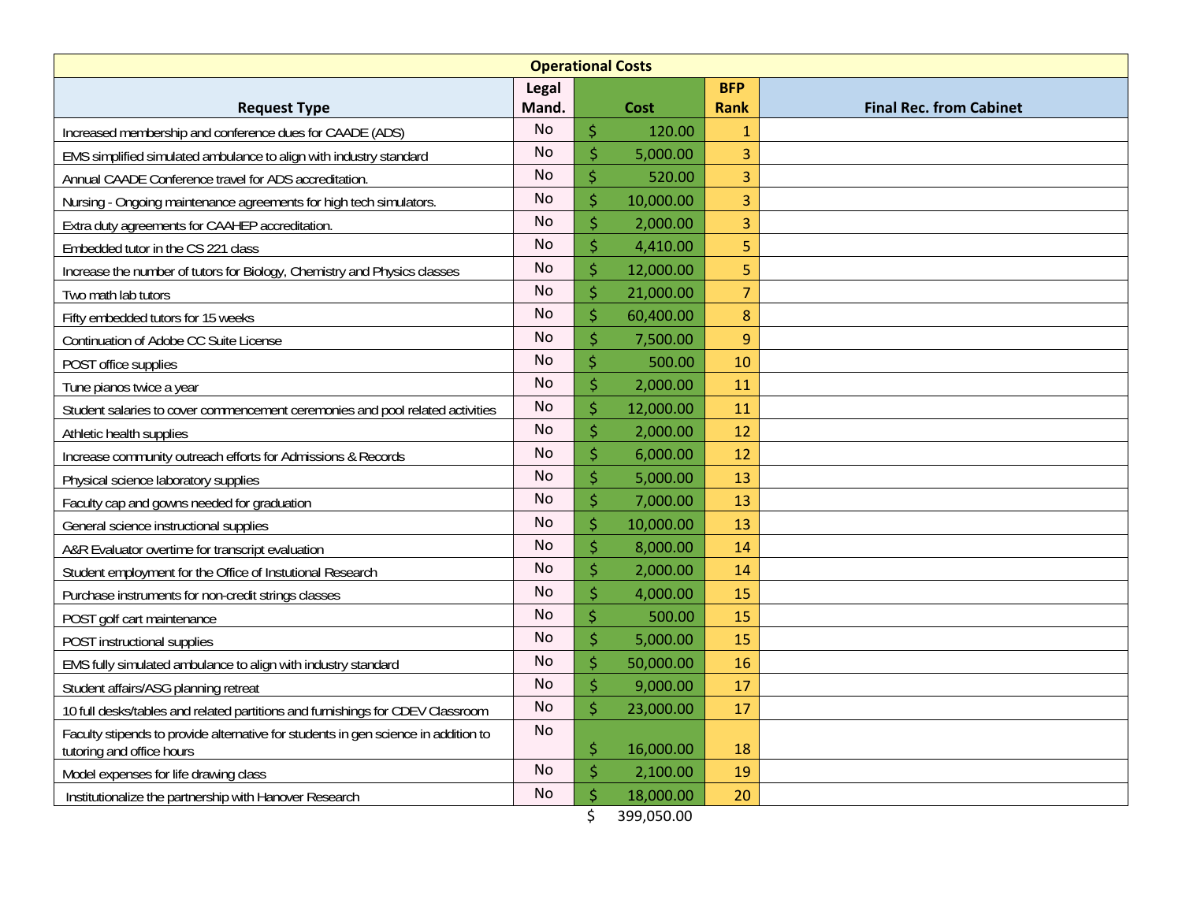| Operational Costs | | | | |
|---|---|---|---|---|
| **Request Type** | **Legal Mand.** | **Cost** | **BFP Rank** | **Final Rec. from Cabinet** |
| Increased membership and conference dues for CAADE (ADS) | No | $ 120.00 | 1 | |
| EMS simplified simulated ambulance to align with industry standard | No | $ 5,000.00 | 3 | |
| Annual CAADE Conference travel for ADS accreditation. | No | $ 520.00 | 3 | |
| Nursing - Ongoing maintenance agreements for high tech simulators. | No | $ 10,000.00 | 3 | |
| Extra duty agreements for CAAHEP accreditation. | No | $ 2,000.00 | 3 | |
| Embedded tutor in the CS 221 class | No | $ 4,410.00 | 5 | |
| Increase the number of tutors for Biology, Chemistry and Physics classes | No | $ 12,000.00 | 5 | |
| Two math lab tutors | No | $ 21,000.00 | 7 | |
| Fifty embedded tutors for 15 weeks | No | $ 60,400.00 | 8 | |
| Continuation of Adobe CC Suite License | No | $ 7,500.00 | 9 | |
| POST office supplies | No | $ 500.00 | 10 | |
| Tune pianos twice a year | No | $ 2,000.00 | 11 | |
| Student salaries to cover commencement ceremonies and pool related activities | No | $ 12,000.00 | 11 | |
| Athletic health supplies | No | $ 2,000.00 | 12 | |
| Increase community outreach efforts for Admissions & Records | No | $ 6,000.00 | 12 | |
| Physical science laboratory supplies | No | $ 5,000.00 | 13 | |
| Faculty cap and gowns needed for graduation | No | $ 7,000.00 | 13 | |
| General science instructional supplies | No | $ 10,000.00 | 13 | |
| A&R Evaluator overtime for transcript evaluation | No | $ 8,000.00 | 14 | |
| Student employment for the Office of Instutional Research | No | $ 2,000.00 | 14 | |
| Purchase instruments for non-credit strings classes | No | $ 4,000.00 | 15 | |
| POST golf cart maintenance | No | $ 500.00 | 15 | |
| POST instructional supplies | No | $ 5,000.00 | 15 | |
| EMS fully simulated ambulance to align with industry standard | No | $ 50,000.00 | 16 | |
| Student affairs/ASG planning retreat | No | $ 9,000.00 | 17 | |
| 10 full desks/tables and related partitions and furnishings for CDEV Classroom | No | $ 23,000.00 | 17 | |
| Faculty stipends to provide alternative for students in gen science in addition to tutoring and office hours | No | $ 16,000.00 | 18 | |
| Model expenses for life drawing class | No | $ 2,100.00 | 19 | |
| Institutionalize the partnership with Hanover Research | No | $ 18,000.00 | 20 | |
| | | $ 399,050.00 | | |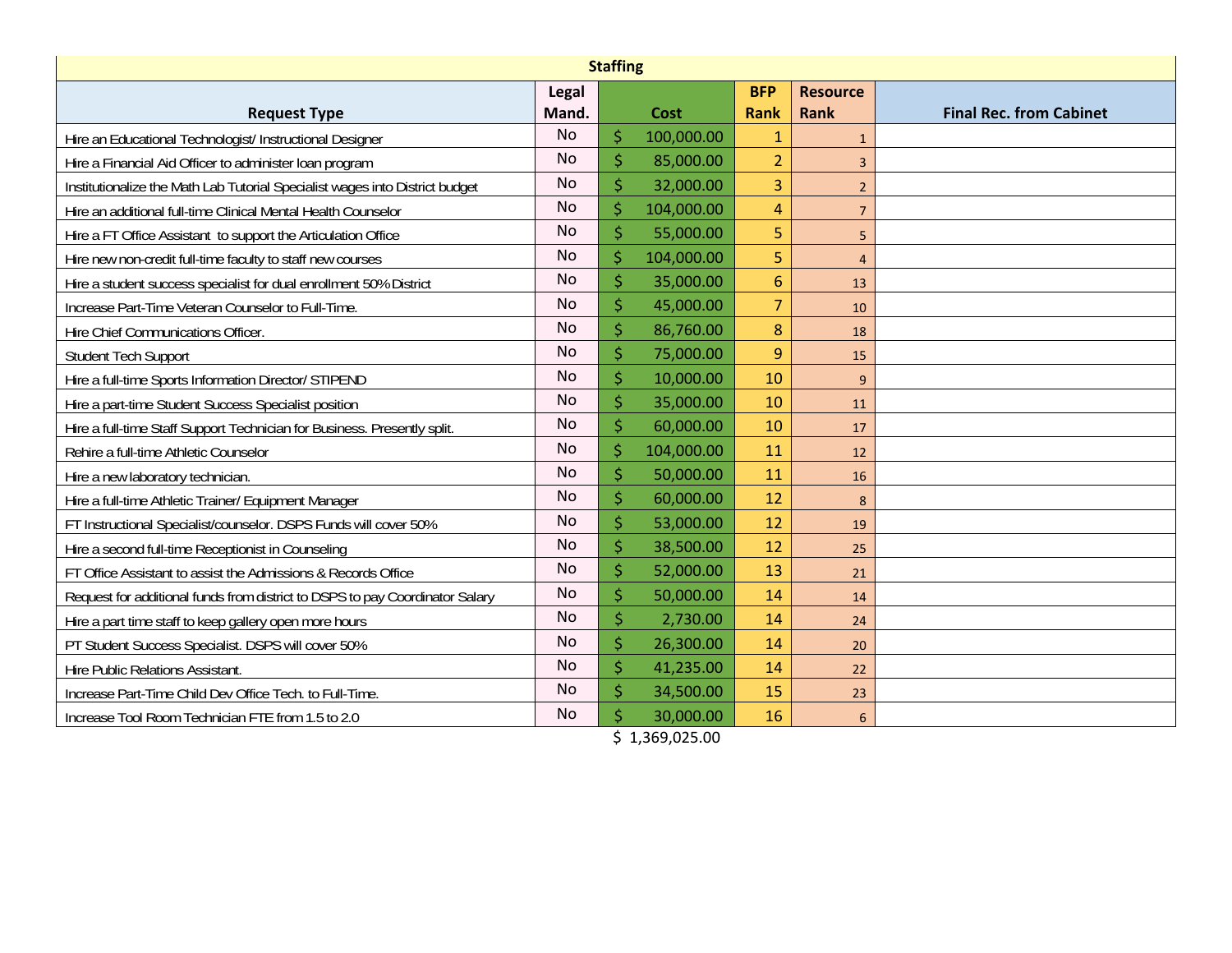| Staffing | | | | | |
|---|---|---|---|---|---|
| **Request Type** | **Legal Mand.** | **Cost** | **BFP Rank** | **Resource Rank** | **Final Rec. from Cabinet** |
| Hire an Educational Technologist/ Instructional Designer | No | $ 100,000.00 | 1 | 1 | |
| Hire a Financial Aid Officer to administer loan program | No | $ 85,000.00 | 2 | 3 | |
| Institutionalize the Math Lab Tutorial Specialist wages into District budget | No | $ 32,000.00 | 3 | 2 | |
| Hire an additional full-time Clinical Mental Health Counselor | No | $ 104,000.00 | 4 | 7 | |
| Hire a FT Office Assistant to support the Articulation Office | No | $ 55,000.00 | 5 | 5 | |
| Hire new non-credit full-time faculty to staff new courses | No | $ 104,000.00 | 5 | 4 | |
| Hire a student success specialist for dual enrollment 50% District | No | $ 35,000.00 | 6 | 13 | |
| Increase Part-Time Veteran Counselor to Full-Time. | No | $ 45,000.00 | 7 | 10 | |
| Hire Chief Communications Officer. | No | $ 86,760.00 | 8 | 18 | |
| Student Tech Support | No | $ 75,000.00 | 9 | 15 | |
| Hire a full-time Sports Information Director/ STIPEND | No | $ 10,000.00 | 10 | 9 | |
| Hire a part-time Student Success Specialist position | No | $ 35,000.00 | 10 | 11 | |
| Hire a full-time Staff Support Technician for Business. Presently split. | No | $ 60,000.00 | 10 | 17 | |
| Rehire a full-time Athletic Counselor | No | $ 104,000.00 | 11 | 12 | |
| Hire a new laboratory technician. | No | $ 50,000.00 | 11 | 16 | |
| Hire a full-time Athletic Trainer/ Equipment Manager | No | $ 60,000.00 | 12 | 8 | |
| FT Instructional Specialist/counselor. DSPS Funds will cover 50% | No | $ 53,000.00 | 12 | 19 | |
| Hire a second full-time Receptionist in Counseling | No | $ 38,500.00 | 12 | 25 | |
| FT Office Assistant to assist the Admissions & Records Office | No | $ 52,000.00 | 13 | 21 | |
| Request for additional funds from district to DSPS to pay Coordinator Salary | No | $ 50,000.00 | 14 | 14 | |
| Hire a part time staff to keep gallery open more hours | No | $ 2,730.00 | 14 | 24 | |
| PT Student Success Specialist. DSPS will cover 50% | No | $ 26,300.00 | 14 | 20 | |
| Hire Public Relations Assistant. | No | $ 41,235.00 | 14 | 22 | |
| Increase Part-Time Child Dev Office Tech. to Full-Time. | No | $ 34,500.00 | 15 | 23 | |
| Increase Tool Room Technician FTE from 1.5 to 2.0 | No | $ 30,000.00 | 16 | 6 | |
| | | $ 1,369,025.00 | | | |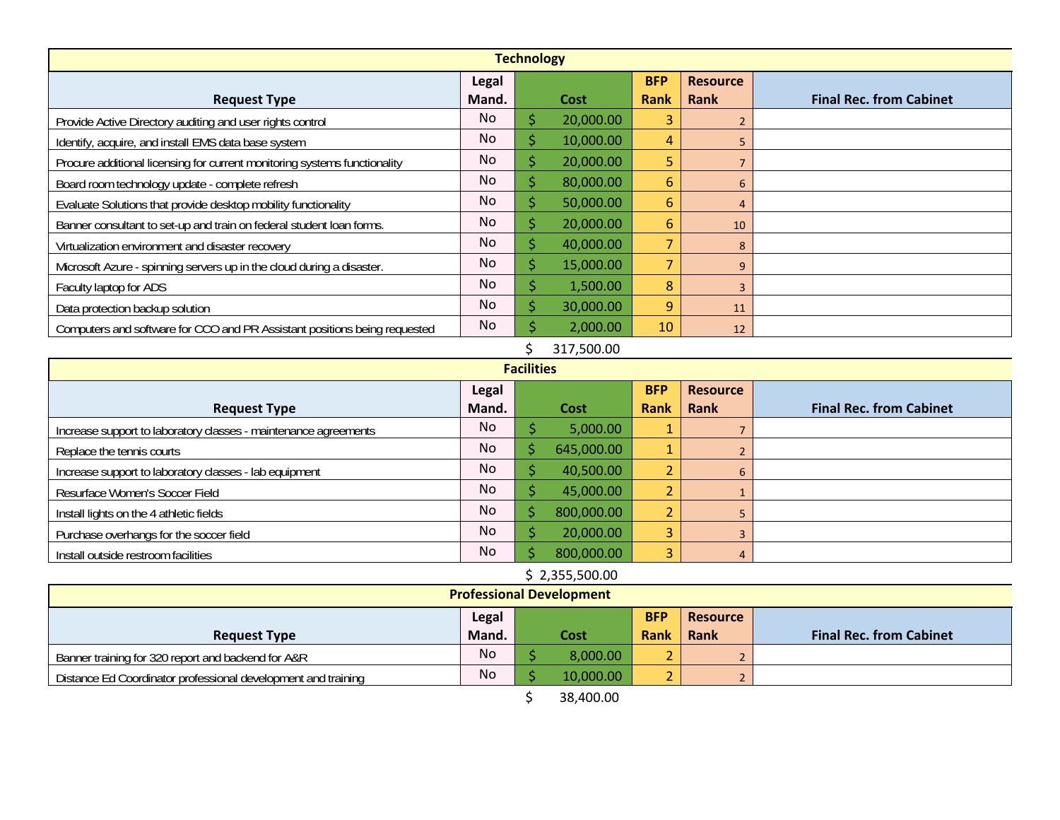## Technology

| Request Type | Legal Mand. | Cost | BFP Rank | Resource Rank | Final Rec. from Cabinet |
|---|---|---|---|---|---|
| Provide Active Directory auditing and user rights control | No | $ 20,000.00 | 3 | 2 | |
| Identify, acquire, and install EMS data base system | No | $ 10,000.00 | 4 | 5 | |
| Procure additional licensing for current monitoring systems functionality | No | $ 20,000.00 | 5 | 7 | |
| Board room technology update - complete refresh | No | $ 80,000.00 | 6 | 6 | |
| Evaluate Solutions that provide desktop mobility functionality | No | $ 50,000.00 | 6 | 4 | |
| Banner consultant to set-up and train on federal student loan forms. | No | $ 20,000.00 | 6 | 10 | |
| Virtualization environment and disaster recovery | No | $ 40,000.00 | 7 | 8 | |
| Microsoft Azure - spinning servers up in the cloud during a disaster. | No | $ 15,000.00 | 7 | 9 | |
| Faculty laptop for ADS | No | $ 1,500.00 | 8 | 3 | |
| Data protection backup solution | No | $ 30,000.00 | 9 | 11 | |
| Computers and software for CCO and PR Assistant positions being requested | No | $ 2,000.00 | 10 | 12 | |
| | | $ 317,500.00 | | | |

## Facilities

| Request Type | Legal Mand. | Cost | BFP Rank | Resource Rank | Final Rec. from Cabinet |
|---|---|---|---|---|---|
| Increase support to laboratory classes - maintenance agreements | No | $ 5,000.00 | 1 | 7 | |
| Replace the tennis courts | No | $ 645,000.00 | 1 | 2 | |
| Increase support to laboratory classes - lab equipment | No | $ 40,500.00 | 2 | 6 | |
| Resurface Women's Soccer Field | No | $ 45,000.00 | 2 | 1 | |
| Install lights on the 4 athletic fields | No | $ 800,000.00 | 2 | 5 | |
| Purchase overhangs for the soccer field | No | $ 20,000.00 | 3 | 3 | |
| Install outside restroom facilities | No | $ 800,000.00 | 3 | 4 | |
| | | $ 2,355,500.00 | | | |

## Professional Development

| Request Type | Legal Mand. | Cost | BFP Rank | Resource Rank | Final Rec. from Cabinet |
|---|---|---|---|---|---|
| Banner training for 320 report and backend for A&R | No | $ 8,000.00 | 2 | 2 | |
| Distance Ed Coordinator professional development and training | No | $ 10,000.00 | 2 | 2 | |
| | | $ 38,400.00 | | | |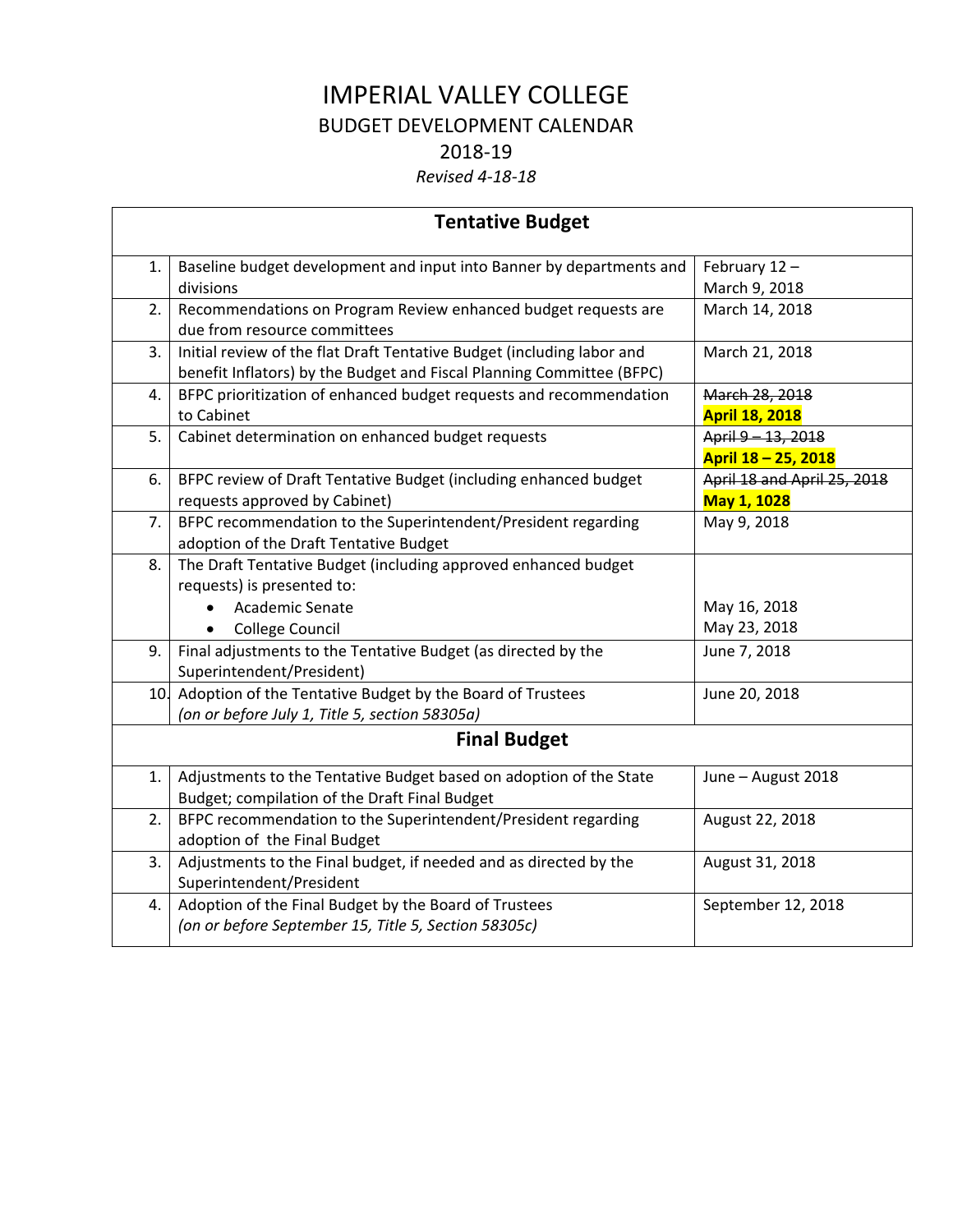# IMPERIAL VALLEY COLLEGE

## BUDGET DEVELOPMENT CALENDAR

## 2018-19

*Revised 4-18-18*

| | | |
|---|---|---|
| **Tentative Budget** | | |
| 1. | Baseline budget development and input into Banner by departments and divisions | February 12 – March 9, 2018 |
| 2. | Recommendations on Program Review enhanced budget requests are due from resource committees | March 14, 2018 |
| 3. | Initial review of the flat Draft Tentative Budget (including labor and benefit Inflators) by the Budget and Fiscal Planning Committee (BFPC) | March 21, 2018 |
| 4. | BFPC prioritization of enhanced budget requests and recommendation to Cabinet | ~~March 28, 2018~~ **April 18, 2018** |
| 5. | Cabinet determination on enhanced budget requests | ~~April 9 – 13, 2018~~ **April 18 – 25, 2018** |
| 6. | BFPC review of Draft Tentative Budget (including enhanced budget requests approved by Cabinet) | ~~April 18 and April 25, 2018~~ **May 1, 1028** |
| 7. | BFPC recommendation to the Superintendent/President regarding adoption of the Draft Tentative Budget | May 9, 2018 |
| 8. | The Draft Tentative Budget (including approved enhanced budget requests) is presented to:<br>• Academic Senate<br>• College Council | <br><br>May 16, 2018<br>May 23, 2018 |
| 9. | Final adjustments to the Tentative Budget (as directed by the Superintendent/President) | June 7, 2018 |
| 10. | Adoption of the Tentative Budget by the Board of Trustees *(on or before July 1, Title 5, section 58305a)* | June 20, 2018 |
| **Final Budget** | | |
| 1. | Adjustments to the Tentative Budget based on adoption of the State Budget; compilation of the Draft Final Budget | June – August 2018 |
| 2. | BFPC recommendation to the Superintendent/President regarding adoption of the Final Budget | August 22, 2018 |
| 3. | Adjustments to the Final budget, if needed and as directed by the Superintendent/President | August 31, 2018 |
| 4. | Adoption of the Final Budget by the Board of Trustees *(on or before September 15, Title 5, Section 58305c)* | September 12, 2018 |